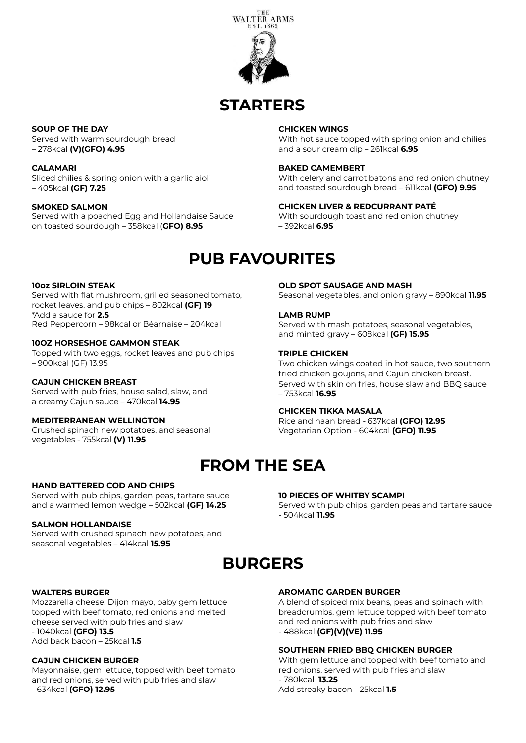THE
WALTER ARMS
EST. 1865

# STARTERS

**SOUP OF THE DAY**
Served with warm sourdough bread
– 278kcal **(V)(GFO) 4.95**

**CALAMARI**
Sliced chilies & spring onion with a garlic aioli
– 405kcal **(GF) 7.25**

**SMOKED SALMON**
Served with a poached Egg and Hollandaise Sauce on toasted sourdough – 358kcal (**GFO) 8.95**

**CHICKEN WINGS**
With hot sauce topped with spring onion and chilies and a sour cream dip – 261kcal **6.95**

**BAKED CAMEMBERT**
With celery and carrot batons and red onion chutney and toasted sourdough bread – 611kcal **(GFO) 9.95**

**CHICKEN LIVER & REDCURRANT PATÉ**
With sourdough toast and red onion chutney
– 392kcal **6.95**

# PUB FAVOURITES

**10oz SIRLOIN STEAK**
Served with flat mushroom, grilled seasoned tomato, rocket leaves, and pub chips – 802kcal **(GF) 19**
*Add a sauce for **2.5**
Red Peppercorn – 98kcal or Béarnaise – 204kcal

**10OZ HORSESHOE GAMMON STEAK**
Topped with two eggs, rocket leaves and pub chips
– 900kcal (GF) 13.95

**CAJUN CHICKEN BREAST**
Served with pub fries, house salad, slaw, and a creamy Cajun sauce – 470kcal **14.95**

**MEDITERRANEAN WELLINGTON**
Crushed spinach new potatoes, and seasonal vegetables - 755kcal **(V) 11.95**

**OLD SPOT SAUSAGE AND MASH**
Seasonal vegetables, and onion gravy – 890kcal **11.95**

**LAMB RUMP**
Served with mash potatoes, seasonal vegetables, and minted gravy – 608kcal **(GF) 15.95**

**TRIPLE CHICKEN**
Two chicken wings coated in hot sauce, two southern fried chicken goujons, and Cajun chicken breast. Served with skin on fries, house slaw and BBQ sauce
– 753kcal **16.95**

**CHICKEN TIKKA MASALA**
Rice and naan bread - 637kcal **(GFO) 12.95**
Vegetarian Option - 604kcal **(GFO) 11.95**

# FROM THE SEA

**HAND BATTERED COD AND CHIPS**
Served with pub chips, garden peas, tartare sauce and a warmed lemon wedge – 502kcal **(GF) 14.25**

**SALMON HOLLANDAISE**
Served with crushed spinach new potatoes, and seasonal vegetables – 414kcal **15.95**

**10 PIECES OF WHITBY SCAMPI**
Served with pub chips, garden peas and tartare sauce
- 504kcal **11.95**

# BURGERS

**WALTERS BURGER**
Mozzarella cheese, Dijon mayo, baby gem lettuce topped with beef tomato, red onions and melted cheese served with pub fries and slaw
- 1040kcal **(GFO) 13.5**
Add back bacon – 25kcal **1.5**

**CAJUN CHICKEN BURGER**
Mayonnaise, gem lettuce, topped with beef tomato and red onions, served with pub fries and slaw
- 634kcal **(GFO) 12.95**

**AROMATIC GARDEN BURGER**
A blend of spiced mix beans, peas and spinach with breadcrumbs, gem lettuce topped with beef tomato and red onions with pub fries and slaw
- 488kcal **(GF)(V)(VE) 11.95**

**SOUTHERN FRIED BBQ CHICKEN BURGER**
With gem lettuce and topped with beef tomato and red onions, served with pub fries and slaw
- 780kcal **13.25**
Add streaky bacon - 25kcal **1.5**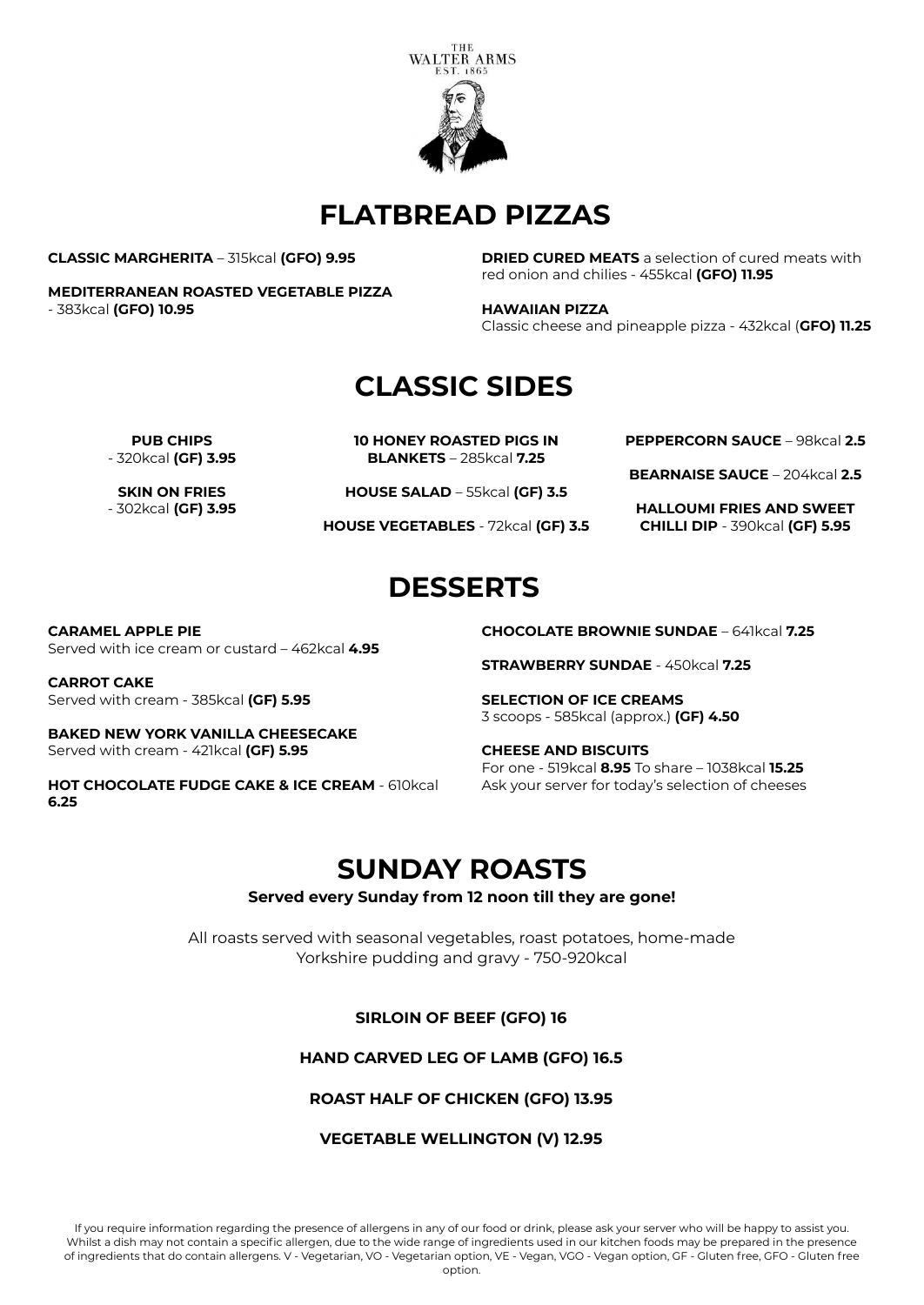THE WALTER ARMS EST. 1865

# FLATBREAD PIZZAS

**CLASSIC MARGHERITA** – 315kcal **(GFO) 9.95**

**MEDITERRANEAN ROASTED VEGETABLE PIZZA** - 383kcal **(GFO) 10.95**

**DRIED CURED MEATS** a selection of cured meats with red onion and chilies - 455kcal **(GFO) 11.95**

**HAWAIIAN PIZZA**
Classic cheese and pineapple pizza - 432kcal (**GFO) 11.25**

# CLASSIC SIDES

**PUB CHIPS** - 320kcal **(GF) 3.95**

**SKIN ON FRIES** - 302kcal **(GF) 3.95**

**10 HONEY ROASTED PIGS IN BLANKETS** – 285kcal **7.25**

**HOUSE SALAD** – 55kcal **(GF) 3.5**

**HOUSE VEGETABLES** - 72kcal **(GF) 3.5**

**PEPPERCORN SAUCE** – 98kcal **2.5**

**BEARNAISE SAUCE** – 204kcal **2.5**

**HALLOUMI FRIES AND SWEET CHILLI DIP** - 390kcal **(GF) 5.95**

# DESSERTS

**CARAMEL APPLE PIE**
Served with ice cream or custard – 462kcal **4.95**

**CARROT CAKE**
Served with cream - 385kcal **(GF) 5.95**

**BAKED NEW YORK VANILLA CHEESECAKE**
Served with cream - 421kcal **(GF) 5.95**

**HOT CHOCOLATE FUDGE CAKE & ICE CREAM** - 610kcal **6.25**

**CHOCOLATE BROWNIE SUNDAE** – 641kcal **7.25**

**STRAWBERRY SUNDAE** - 450kcal **7.25**

**SELECTION OF ICE CREAMS**
3 scoops - 585kcal (approx.) **(GF) 4.50**

**CHEESE AND BISCUITS**
For one - 519kcal **8.95** To share – 1038kcal **15.25**
Ask your server for today's selection of cheeses

# SUNDAY ROASTS

**Served every Sunday from 12 noon till they are gone!**

All roasts served with seasonal vegetables, roast potatoes, home-made Yorkshire pudding and gravy - 750-920kcal

**SIRLOIN OF BEEF (GFO) 16**

**HAND CARVED LEG OF LAMB (GFO) 16.5**

**ROAST HALF OF CHICKEN (GFO) 13.95**

**VEGETABLE WELLINGTON (V) 12.95**

If you require information regarding the presence of allergens in any of our food or drink, please ask your server who will be happy to assist you. Whilst a dish may not contain a specific allergen, due to the wide range of ingredients used in our kitchen foods may be prepared in the presence of ingredients that do contain allergens. V - Vegetarian, VO - Vegetarian option, VE - Vegan, VGO - Vegan option, GF - Gluten free, GFO - Gluten free option.